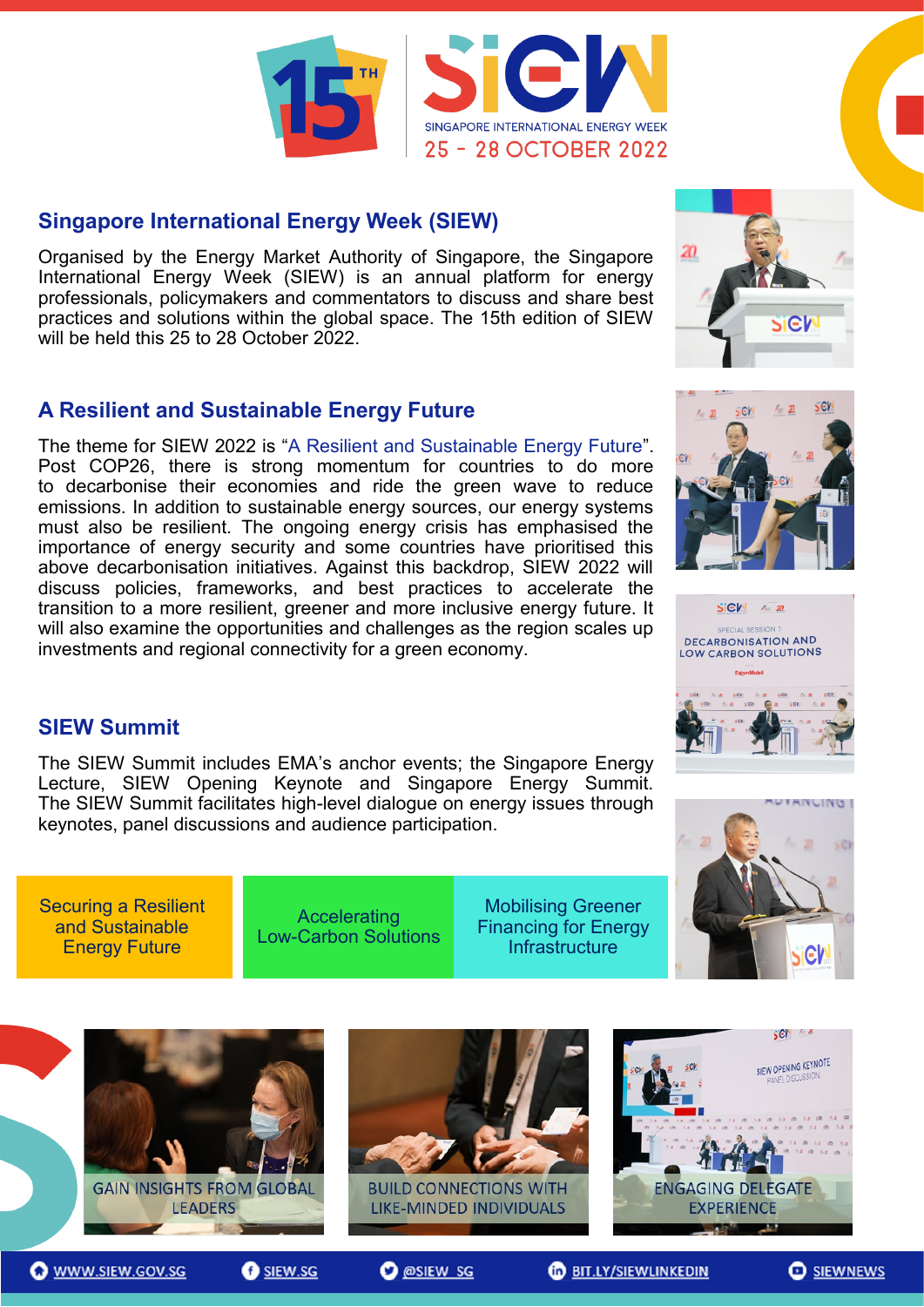15TH SIEW

SINGAPORE INTERNATIONAL ENERGY WEEK

25 - 28 OCTOBER 2022

## Singapore International Energy Week (SIEW)

Organised by the Energy Market Authority of Singapore, the Singapore International Energy Week (SIEW) is an annual platform for energy professionals, policymakers and commentators to discuss and share best practices and solutions within the global space. The 15th edition of SIEW will be held this 25 to 28 October 2022.

## A Resilient and Sustainable Energy Future

The theme for SIEW 2022 is "A Resilient and Sustainable Energy Future". Post COP26, there is strong momentum for countries to do more to decarbonise their economies and ride the green wave to reduce emissions. In addition to sustainable energy sources, our energy systems must also be resilient. The ongoing energy crisis has emphasised the importance of energy security and some countries have prioritised this above decarbonisation initiatives. Against this backdrop, SIEW 2022 will discuss policies, frameworks, and best practices to accelerate the transition to a more resilient, greener and more inclusive energy future. It will also examine the opportunities and challenges as the region scales up investments and regional connectivity for a green economy.

## SIEW Summit

The SIEW Summit includes EMA's anchor events; the Singapore Energy Lecture, SIEW Opening Keynote and Singapore Energy Summit. The SIEW Summit facilitates high-level dialogue on energy issues through keynotes, panel discussions and audience participation.

- Securing a Resilient and Sustainable Energy Future
- Accelerating Low-Carbon Solutions
- Mobilising Greener Financing for Energy Infrastructure

GAIN INSIGHTS FROM GLOBAL LEADERS

BUILD CONNECTIONS WITH LIKE-MINDED INDIVIDUALS

ENGAGING DELEGATE EXPERIENCE

WWW.SIEW.GOV.SG | SIEW.SG | @SIEW_SG | BIT.LY/SIEWLINKEDIN | SIEWNEWS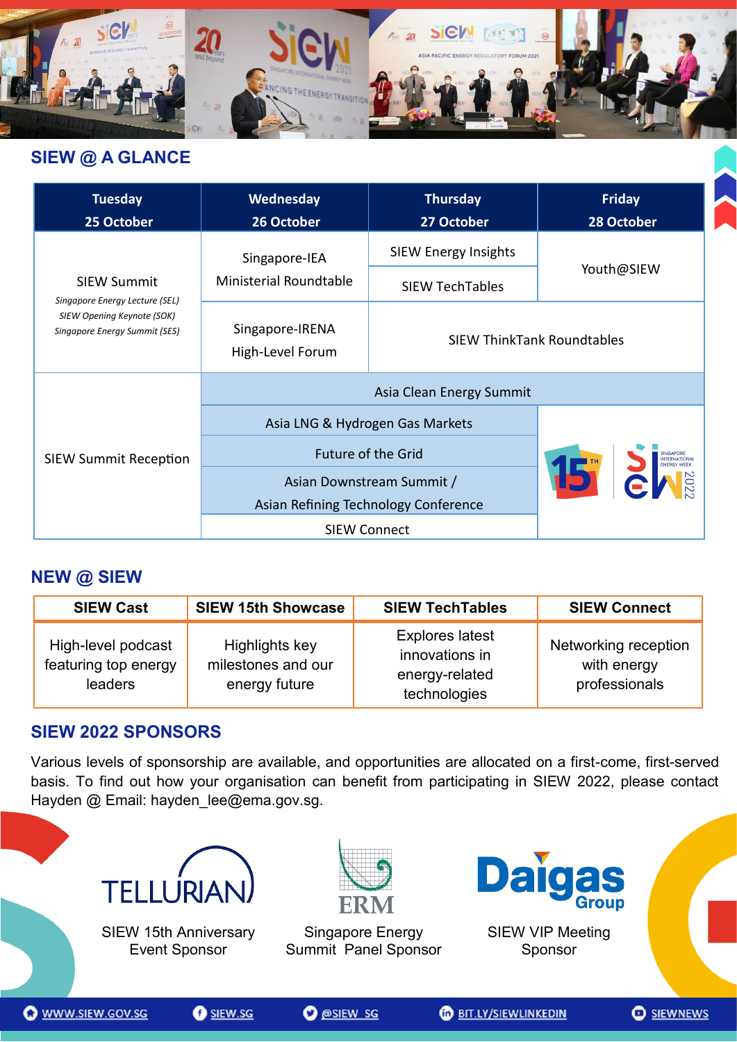## SIEW @ A GLANCE

| Tuesday 25 October | Wednesday 26 October | Thursday 27 October | Friday 28 October |
|---|---|---|---|
| SIEW Summit *Singapore Energy Lecture (SEL)* *SIEW Opening Keynote (SOK)* *Singapore Energy Summit (SES)* | Singapore-IEA Ministerial Roundtable | SIEW Energy Insights | Youth@SIEW |
| | | SIEW TechTables | |
| | Singapore-IRENA High-Level Forum | SIEW ThinkTank Roundtables | |
| SIEW Summit Reception | Asia Clean Energy Summit | | |
| | Asia LNG & Hydrogen Gas Markets | | |
| | Future of the Grid | | |
| | Asian Downstream Summit / Asian Refining Technology Conference | | |
| | SIEW Connect | | |

## NEW @ SIEW

| SIEW Cast | SIEW 15th Showcase | SIEW TechTables | SIEW Connect |
|---|---|---|---|
| High-level podcast featuring top energy leaders | Highlights key milestones and our energy future | Explores latest innovations in energy-related technologies | Networking reception with energy professionals |

## SIEW 2022 SPONSORS

Various levels of sponsorship are available, and opportunities are allocated on a first-come, first-served basis. To find out how your organisation can benefit from participating in SIEW 2022, please contact Hayden @ Email: hayden_lee@ema.gov.sg.

TELLURIAN
SIEW 15th Anniversary Event Sponsor

ERM
Singapore Energy Summit Panel Sponsor

Daigas Group
SIEW VIP Meeting Sponsor

WWW.SIEW.GOV.SG | SIEW.SG | @SIEW_SG | BIT.LY/SIEWLINKEDIN | SIEWNEWS